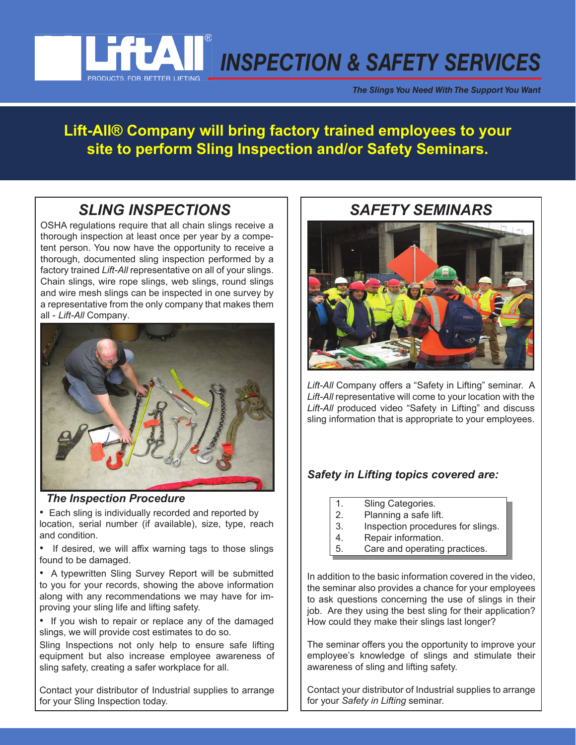# INSPECTION & SAFETY SERVICES

*The Slings You Need With The Support You Want*

**Lift-All® Company will bring factory trained employees to your site to perform Sling Inspection and/or Safety Seminars.**

## SLING INSPECTIONS

OSHA regulations require that all chain slings receive a thorough inspection at least once per year by a competent person. You now have the opportunity to receive a thorough, documented sling inspection performed by a factory trained *Lift-All* representative on all of your slings. Chain slings, wire rope slings, web slings, round slings and wire mesh slings can be inspected in one survey by a representative from the only company that makes them all - *Lift-All* Company.

### The Inspection Procedure

- Each sling is individually recorded and reported by location, serial number (if available), size, type, reach and condition.
- If desired, we will affix warning tags to those slings found to be damaged.
- A typewritten Sling Survey Report will be submitted to you for your records, showing the above information along with any recommendations we may have for improving your sling life and lifting safety.
- If you wish to repair or replace any of the damaged slings, we will provide cost estimates to do so.

Sling Inspections not only help to ensure safe lifting equipment but also increase employee awareness of sling safety, creating a safer workplace for all.

Contact your distributor of Industrial supplies to arrange for your Sling Inspection today.

## SAFETY SEMINARS

*Lift-All* Company offers a "Safety in Lifting" seminar. A *Lift-All* representative will come to your location with the *Lift-All* produced video "Safety in Lifting" and discuss sling information that is appropriate to your employees.

### Safety in Lifting topics covered are:

1. Sling Categories.
2. Planning a safe lift.
3. Inspection procedures for slings.
4. Repair information.
5. Care and operating practices.

In addition to the basic information covered in the video, the seminar also provides a chance for your employees to ask questions concerning the use of slings in their job. Are they using the best sling for their application? How could they make their slings last longer?

The seminar offers you the opportunity to improve your employee's knowledge of slings and stimulate their awareness of sling and lifting safety.

Contact your distributor of Industrial supplies to arrange for your *Safety in Lifting* seminar.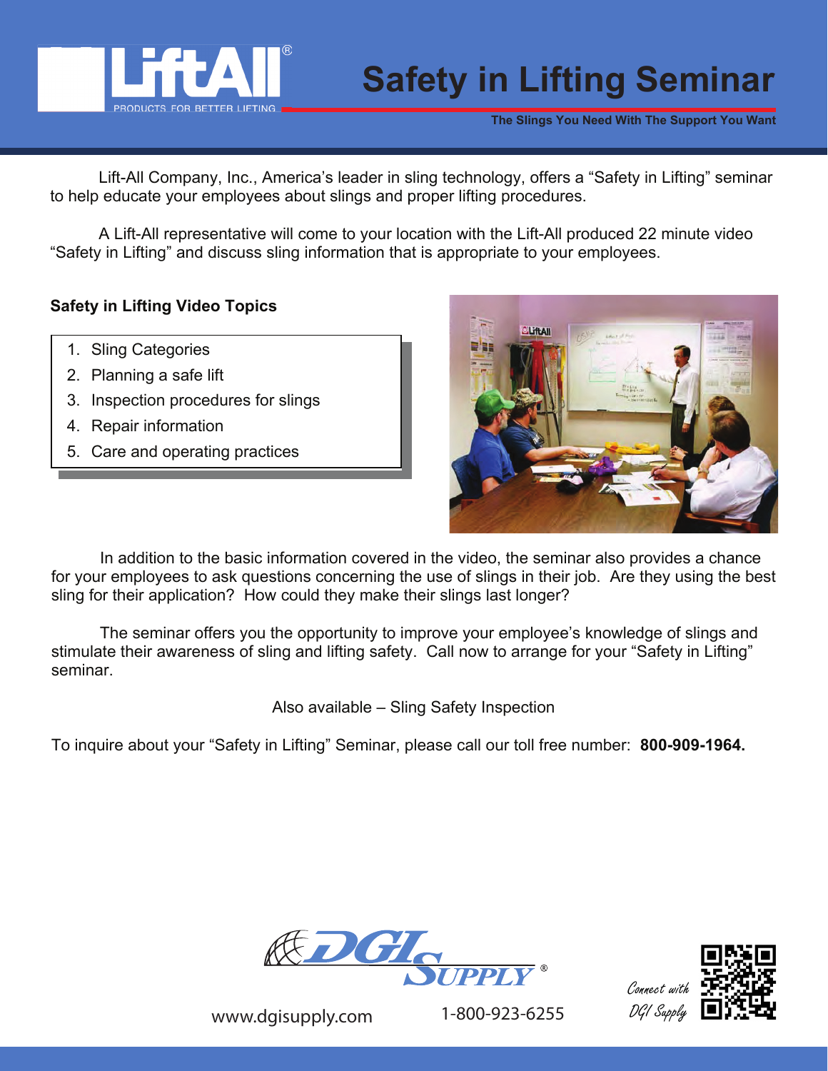# Safety in Lifting Seminar

**The Slings You Need With The Support You Want**

Lift-All Company, Inc., America's leader in sling technology, offers a "Safety in Lifting" seminar to help educate your employees about slings and proper lifting procedures.

A Lift-All representative will come to your location with the Lift-All produced 22 minute video "Safety in Lifting" and discuss sling information that is appropriate to your employees.

**Safety in Lifting Video Topics**

1. Sling Categories
2. Planning a safe lift
3. Inspection procedures for slings
4. Repair information
5. Care and operating practices

In addition to the basic information covered in the video, the seminar also provides a chance for your employees to ask questions concerning the use of slings in their job. Are they using the best sling for their application? How could they make their slings last longer?

The seminar offers you the opportunity to improve your employee's knowledge of slings and stimulate their awareness of sling and lifting safety. Call now to arrange for your "Safety in Lifting" seminar.

Also available – Sling Safety Inspection

To inquire about your "Safety in Lifting" Seminar, please call our toll free number: **800-909-1964.**

www.dgisupply.com 1-800-923-6255

Connect with DGI Supply